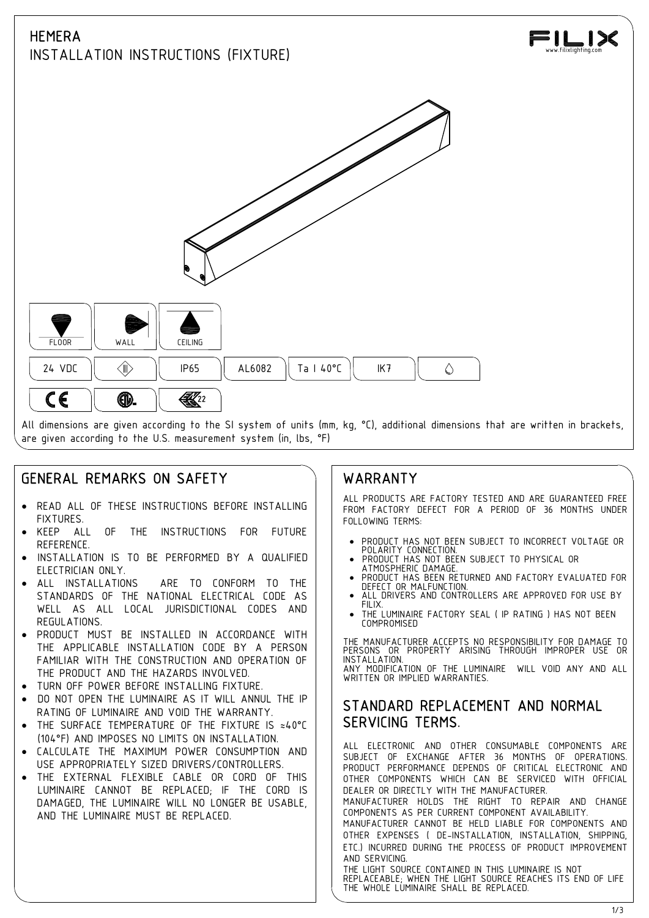# HEMERA

## INSTALLATION INSTRUCTIONS (FIXTURE)

FILIX
www.filixlighting.com

| FLOOR | WALL | CEILING |
|---|---|---|

| 24 VDC | III | IP65 | AL6082 | Ta I 40°C | IK7 |
|---|---|---|---|---|---|

CE

All dimensions are given according to the SI system of units (mm, kg, °C), additional dimensions that are written in brackets, are given according to the U.S. measurement system (in, lbs, °F)

## GENERAL REMARKS ON SAFETY

- READ ALL OF THESE INSTRUCTIONS BEFORE INSTALLING FIXTURES.
- KEEP ALL OF THE INSTRUCTIONS FOR FUTURE REFERENCE.
- INSTALLATION IS TO BE PERFORMED BY A QUALIFIED ELECTRICIAN ONLY.
- ALL INSTALLATIONS ARE TO CONFORM TO THE STANDARDS OF THE NATIONAL ELECTRICAL CODE AS WELL AS ALL LOCAL JURISDICTIONAL CODES AND REGULATIONS.
- PRODUCT MUST BE INSTALLED IN ACCORDANCE WITH THE APPLICABLE INSTALLATION CODE BY A PERSON FAMILIAR WITH THE CONSTRUCTION AND OPERATION OF THE PRODUCT AND THE HAZARDS INVOLVED.
- TURN OFF POWER BEFORE INSTALLING FIXTURE.
- DO NOT OPEN THE LUMINAIRE AS IT WILL ANNUL THE IP RATING OF LUMINAIRE AND VOID THE WARRANTY.
- THE SURFACE TEMPERATURE OF THE FIXTURE IS ≈40°C (104°F) AND IMPOSES NO LIMITS ON INSTALLATION.
- CALCULATE THE MAXIMUM POWER CONSUMPTION AND USE APPROPRIATELY SIZED DRIVERS/CONTROLLERS.
- THE EXTERNAL FLEXIBLE CABLE OR CORD OF THIS LUMINAIRE CANNOT BE REPLACED; IF THE CORD IS DAMAGED, THE LUMINAIRE WILL NO LONGER BE USABLE, AND THE LUMINAIRE MUST BE REPLACED.

## WARRANTY

ALL PRODUCTS ARE FACTORY TESTED AND ARE GUARANTEED FREE FROM FACTORY DEFECT FOR A PERIOD OF 36 MONTHS UNDER FOLLOWING TERMS:

- PRODUCT HAS NOT BEEN SUBJECT TO INCORRECT VOLTAGE OR POLARITY CONNECTION.
- PRODUCT HAS NOT BEEN SUBJECT TO PHYSICAL OR ATMOSPHERIC DAMAGE.
- PRODUCT HAS BEEN RETURNED AND FACTORY EVALUATED FOR DEFECT OR MALFUNCTION.
- ALL DRIVERS AND CONTROLLERS ARE APPROVED FOR USE BY FILIX.
- THE LUMINAIRE FACTORY SEAL ( IP RATING ) HAS NOT BEEN COMPROMISED

THE MANUFACTURER ACCEPTS NO RESPONSIBILITY FOR DAMAGE TO PERSONS OR PROPERTY ARISING THROUGH IMPROPER USE OR INSTALLATION.
ANY MODIFICATION OF THE LUMINAIRE WILL VOID ANY AND ALL WRITTEN OR IMPLIED WARRANTIES.

## STANDARD REPLACEMENT AND NORMAL SERVICING TERMS.

ALL ELECTRONIC AND OTHER CONSUMABLE COMPONENTS ARE SUBJECT OF EXCHANGE AFTER 36 MONTHS OF OPERATIONS. PRODUCT PERFORMANCE DEPENDS OF CRITICAL ELECTRONIC AND OTHER COMPONENTS WHICH CAN BE SERVICED WITH OFFICIAL DEALER OR DIRECTLY WITH THE MANUFACTURER.
MANUFACTURER HOLDS THE RIGHT TO REPAIR AND CHANGE COMPONENTS AS PER CURRENT COMPONENT AVAILABILITY.
MANUFACTURER CANNOT BE HELD LIABLE FOR COMPONENTS AND OTHER EXPENSES ( DE-INSTALLATION, INSTALLATION, SHIPPING, ETC.) INCURRED DURING THE PROCESS OF PRODUCT IMPROVEMENT AND SERVICING.
THE LIGHT SOURCE CONTAINED IN THIS LUMINAIRE IS NOT REPLACEABLE; WHEN THE LIGHT SOURCE REACHES ITS END OF LIFE THE WHOLE LUMINAIRE SHALL BE REPLACED.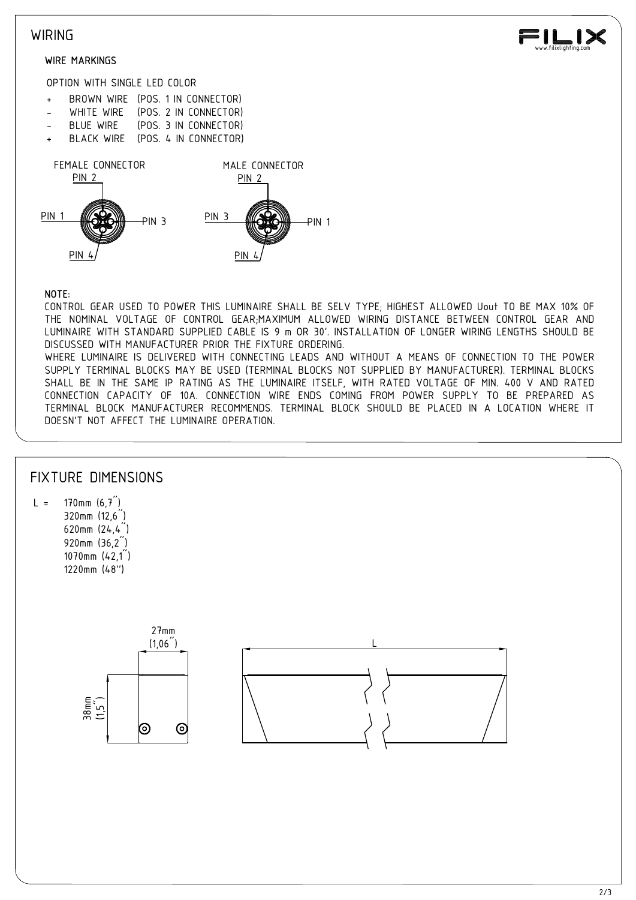# WIRING

## WIRE MARKINGS

OPTION WITH SINGLE LED COLOR

- \+ BROWN WIRE (POS. 1 IN CONNECTOR)
- \- WHITE WIRE (POS. 2 IN CONNECTOR)
- \- BLUE WIRE (POS. 3 IN CONNECTOR)
- \+ BLACK WIRE (POS. 4 IN CONNECTOR)

FEMALE CONNECTOR: PIN 1, PIN 2, PIN 3, PIN 4

MALE CONNECTOR: PIN 3, PIN 2, PIN 1, PIN 4

**NOTE:**

CONTROL GEAR USED TO POWER THIS LUMINAIRE SHALL BE SELV TYPE; HIGHEST ALLOWED Uout TO BE MAX 10% OF THE NOMINAL VOLTAGE OF CONTROL GEAR;MAXIMUM ALLOWED WIRING DISTANCE BETWEEN CONTROL GEAR AND LUMINAIRE WITH STANDARD SUPPLIED CABLE IS 9 m OR 30'. INSTALLATION OF LONGER WIRING LENGTHS SHOULD BE DISCUSSED WITH MANUFACTURER PRIOR THE FIXTURE ORDERING.

WHERE LUMINAIRE IS DELIVERED WITH CONNECTING LEADS AND WITHOUT A MEANS OF CONNECTION TO THE POWER SUPPLY TERMINAL BLOCKS MAY BE USED (TERMINAL BLOCKS NOT SUPPLIED BY MANUFACTURER). TERMINAL BLOCKS SHALL BE IN THE SAME IP RATING AS THE LUMINAIRE ITSELF, WITH RATED VOLTAGE OF MIN. 400 V AND RATED CONNECTION CAPACITY OF 10A. CONNECTION WIRE ENDS COMING FROM POWER SUPPLY TO BE PREPARED AS TERMINAL BLOCK MANUFACTURER RECOMMENDS. TERMINAL BLOCK SHOULD BE PLACED IN A LOCATION WHERE IT DOESN'T NOT AFFECT THE LUMINAIRE OPERATION.

# FIXTURE DIMENSIONS

L =
- 170mm (6,7")
- 320mm (12,6")
- 620mm (24,4")
- 920mm (36,2")
- 1070mm (42,1")
- 1220mm (48")

27mm (1,06")

38mm (1,5")

L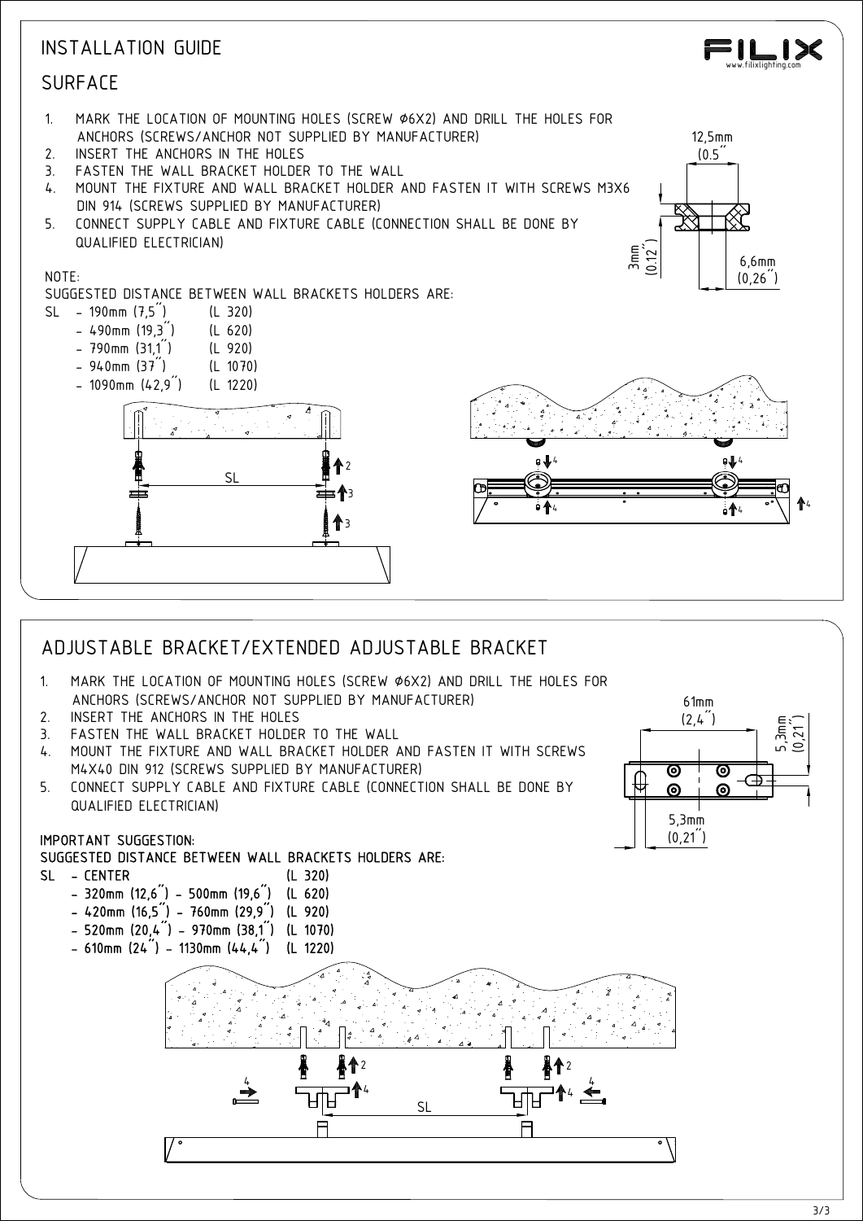# INSTALLATION GUIDE

FILIX
www.filixlighting.com

## SURFACE

1. MARK THE LOCATION OF MOUNTING HOLES (SCREW Ø6X2) AND DRILL THE HOLES FOR ANCHORS (SCREWS/ANCHOR NOT SUPPLIED BY MANUFACTURER)
2. INSERT THE ANCHORS IN THE HOLES
3. FASTEN THE WALL BRACKET HOLDER TO THE WALL
4. MOUNT THE FIXTURE AND WALL BRACKET HOLDER AND FASTEN IT WITH SCREWS M3X6 DIN 914 (SCREWS SUPPLIED BY MANUFACTURER)
5. CONNECT SUPPLY CABLE AND FIXTURE CABLE (CONNECTION SHALL BE DONE BY QUALIFIED ELECTRICIAN)

12,5mm
(0.5")

3mm
(0.12")

6,6mm
(0,26")

NOTE:
SUGGESTED DISTANCE BETWEEN WALL BRACKETS HOLDERS ARE:

| | | |
|---|---|---|
| SL | - 190mm (7,5") | (L 320) |
| | - 490mm (19,3") | (L 620) |
| | - 790mm (31,1") | (L 920) |
| | - 940mm (37") | (L 1070) |
| | - 1090mm (42,9") | (L 1220) |

SL
2
3
3
4
4
4
4
4

## ADJUSTABLE BRACKET/EXTENDED ADJUSTABLE BRACKET

1. MARK THE LOCATION OF MOUNTING HOLES (SCREW Ø6X2) AND DRILL THE HOLES FOR ANCHORS (SCREWS/ANCHOR NOT SUPPLIED BY MANUFACTURER)
2. INSERT THE ANCHORS IN THE HOLES
3. FASTEN THE WALL BRACKET HOLDER TO THE WALL
4. MOUNT THE FIXTURE AND WALL BRACKET HOLDER AND FASTEN IT WITH SCREWS M4X40 DIN 912 (SCREWS SUPPLIED BY MANUFACTURER)
5. CONNECT SUPPLY CABLE AND FIXTURE CABLE (CONNECTION SHALL BE DONE BY QUALIFIED ELECTRICIAN)

61mm
(2,4")

5,3mm
(0,21")

5,3mm
(0,21")

**IMPORTANT SUGGESTION:**
**SUGGESTED DISTANCE BETWEEN WALL BRACKETS HOLDERS ARE:**

| | | |
|---|---|---|
| **SL** | **- CENTER** | **(L 320)** |
| | **- 320mm (12,6") - 500mm (19,6")** | **(L 620)** |
| | **- 420mm (16,5") - 760mm (29,9")** | **(L 920)** |
| | **- 520mm (20,4") - 970mm (38,1")** | **(L 1070)** |
| | **- 610mm (24") - 1130mm (44,4")** | **(L 1220)** |

2
2
4
4
4
4
SL